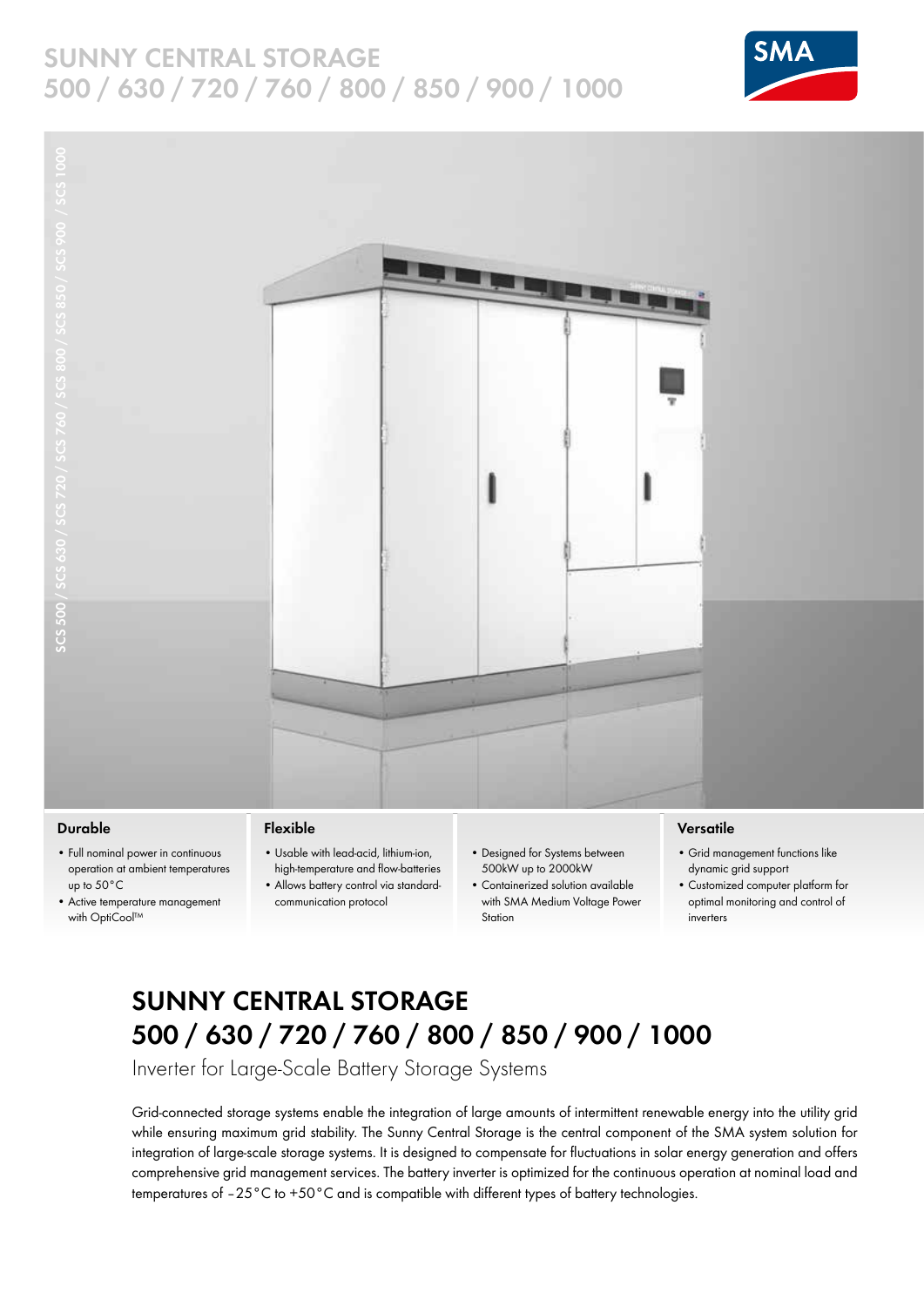# SUNNY CENTRAL STORAGE 500 / 630 / 720 / 760 / 800 / 850 / 900 / 1000

SCS 500 / SCS 630 / SCS 720 / SCS 760 / SCS 800 / SCS 850 / SCS 900 / SCS 1000

### Durable

- Full nominal power in continuous operation at ambient temperatures up to 50 °C
- Active temperature management with OptiCool™

### Flexible

- Usable with lead-acid, lithium-ion, high-temperature and flow-batteries
- Allows battery control via standard-communication protocol
- Designed for Systems between 500kW up to 2000kW
- Containerized solution available with SMA Medium Voltage Power Station

### Versatile

- Grid management functions like dynamic grid support
- Customized computer platform for optimal monitoring and control of inverters

## SUNNY CENTRAL STORAGE 500 / 630 / 720 / 760 / 800 / 850 / 900 / 1000

Inverter for Large-Scale Battery Storage Systems

Grid-connected storage systems enable the integration of large amounts of intermittent renewable energy into the utility grid while ensuring maximum grid stability. The Sunny Central Storage is the central component of the SMA system solution for integration of large-scale storage systems. It is designed to compensate for fluctuations in solar energy generation and offers comprehensive grid management services. The battery inverter is optimized for the continuous operation at nominal load and temperatures of −25 °C to +50 °C and is compatible with different types of battery technologies.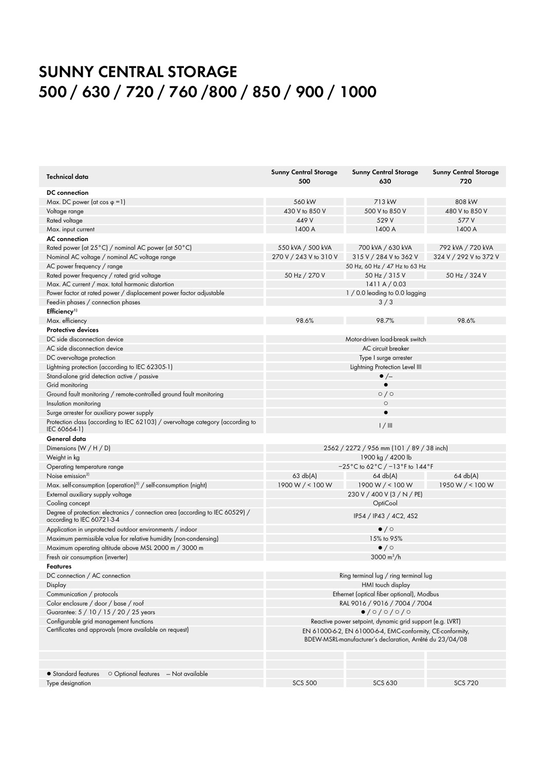# SUNNY CENTRAL STORAGE
# 500 / 630 / 720 / 760 /800 / 850 / 900 / 1000

| Technical data | Sunny Central Storage 500 | Sunny Central Storage 630 | Sunny Central Storage 720 |
|---|---|---|---|
| **DC connection** | | | |
| Max. DC power (at cos φ =1) | 560 kW | 713 kW | 808 kW |
| Voltage range | 430 V to 850 V | 500 V to 850 V | 480 V to 850 V |
| Rated voltage | 449 V | 529 V | 577 V |
| Max. input current | 1400 A | 1400 A | 1400 A |
| **AC connection** | | | |
| Rated power (at 25°C) / nominal AC power (at 50°C) | 550 kVA / 500 kVA | 700 kVA / 630 kVA | 792 kVA / 720 kVA |
| Nominal AC voltage / nominal AC voltage range | 270 V / 243 V to 310 V | 315 V / 284 V to 362 V | 324 V / 292 V to 372 V |
| AC power frequency / range | | 50 Hz, 60 Hz / 47 Hz to 63 Hz | |
| Rated power frequency / rated grid voltage | 50 Hz / 270 V | 50 Hz / 315 V | 50 Hz / 324 V |
| Max. AC current / max. total harmonic distortion | | 1411 A / 0.03 | |
| Power factor at rated power / displacement power factor adjustable | | 1 / 0.0 leading to 0.0 lagging | |
| Feed-in phases / connection phases | | 3 / 3 | |
| **Efficiency[1]** | | | |
| Max. efficiency | 98.6% | 98.7% | 98.6% |
| **Protective devices** | | | |
| DC side disconnection device | | Motor-driven load-break switch | |
| AC side disconnection device | | AC circuit breaker | |
| DC overvoltage protection | | Type I surge arrester | |
| Lightning protection (according to IEC 62305-1) | | Lightning Protection Level III | |
| Stand-alone grid detection active / passive | | ● / – | |
| Grid monitoring | | ● | |
| Ground fault monitoring / remote-controlled ground fault monitoring | | ○ / ○ | |
| Insulation monitoring | | ○ | |
| Surge arrester for auxiliary power supply | | ● | |
| Protection class (according to IEC 62103) / overvoltage category (according to IEC 60664-1) | | I / III | |
| **General data** | | | |
| Dimensions (W / H / D) | | 2562 / 2272 / 956 mm (101 / 89 / 38 inch) | |
| Weight in kg | | 1900 kg / 4200 lb | |
| Operating temperature range | | −25°C to 62°C / −13°F to 144°F | |
| Noise emission[2] | 63 db(A) | 64 db(A) | 64 db(A) |
| Max. self-consumption (operation)[3] / self-consumption (night) | 1900 W / < 100 W | 1900 W / < 100 W | 1950 W / < 100 W |
| External auxiliary supply voltage | | 230 V / 400 V (3 / N / PE) | |
| Cooling concept | | OptiCool | |
| Degree of protection: electronics / connection area (according to IEC 60529) / according to IEC 60721-3-4 | | IP54 / IP43 / 4C2, 4S2 | |
| Application in unprotected outdoor environments / indoor | | ● / ○ | |
| Maximum permissible value for relative humidity (non-condensing) | | 15% to 95% | |
| Maximum operating altitude above MSL 2000 m / 3000 m | | ● / ○ | |
| Fresh air consumption (inverter) | | 3000 m³/h | |
| **Features** | | | |
| DC connection / AC connection | | Ring terminal lug / ring terminal lug | |
| Display | | HMI touch display | |
| Communication / protocols | | Ethernet (optical fiber optional), Modbus | |
| Color enclosure / door / base / roof | | RAL 9016 / 9016 / 7004 / 7004 | |
| Guarantee: 5 / 10 / 15 / 20 / 25 years | | ● / ○ / ○ / ○ / ○ | |
| Configurable grid management functions | | Reactive power setpoint, dynamic grid support (e.g. LVRT) | |
| Certificates and approvals (more available on request) | | EN 61000-6-2, EN 61000-6-4, EMC-conformity, CE-conformity, BDEW-MSRL-manufacturer's declaration, Arrêté du 23/04/08 | |
| | | | |
| | | | |
| ● Standard features ○ Optional features – Not available | | | |
| Type designation | SCS 500 | SCS 630 | SCS 720 |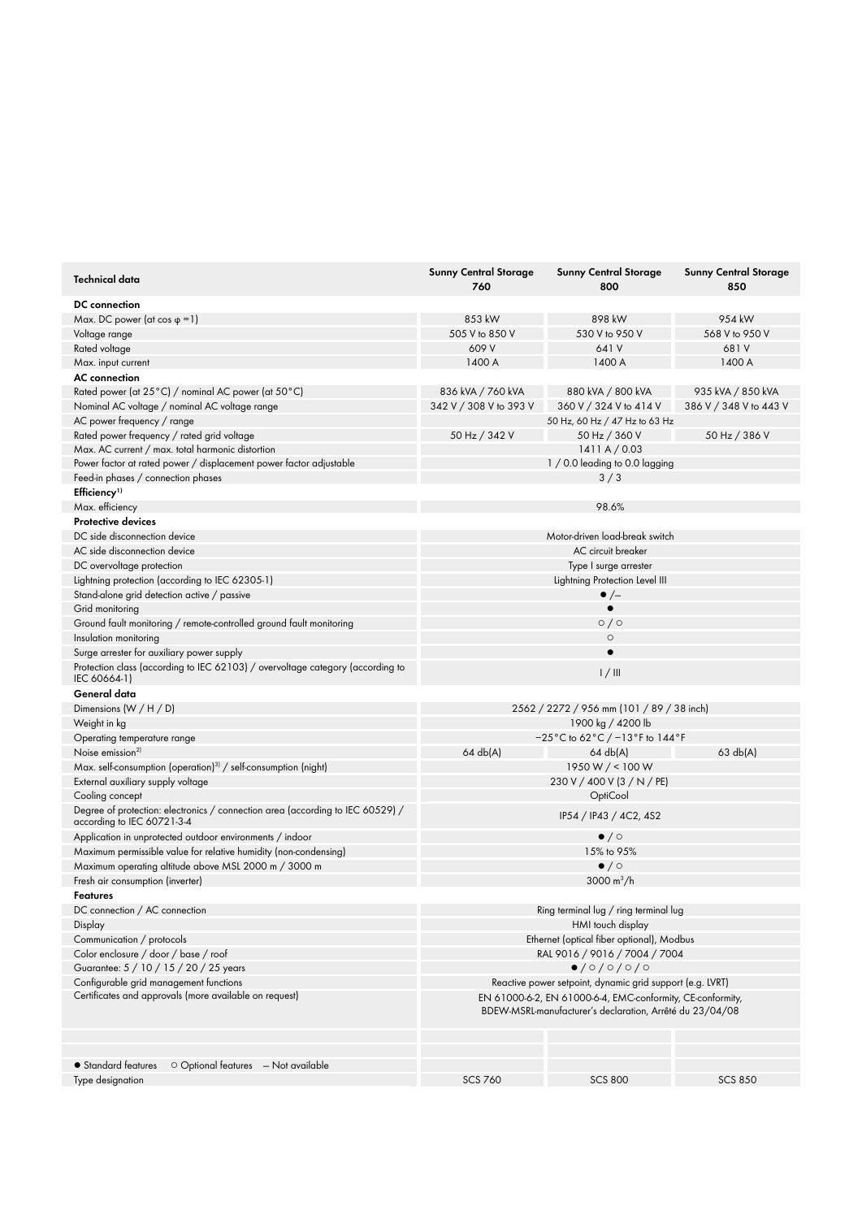| Technical data | Sunny Central Storage 760 | Sunny Central Storage 800 | Sunny Central Storage 850 |
|---|---|---|---|
| **DC connection** | | | |
| Max. DC power (at cos φ =1) | 853 kW | 898 kW | 954 kW |
| Voltage range | 505 V to 850 V | 530 V to 950 V | 568 V to 950 V |
| Rated voltage | 609 V | 641 V | 681 V |
| Max. input current | 1400 A | 1400 A | 1400 A |
| **AC connection** | | | |
| Rated power (at 25°C) / nominal AC power (at 50°C) | 836 kVA / 760 kVA | 880 kVA / 800 kVA | 935 kVA / 850 kVA |
| Nominal AC voltage / nominal AC voltage range | 342 V / 308 V to 393 V | 360 V / 324 V to 414 V | 386 V / 348 V to 443 V |
| AC power frequency / range | 50 Hz, 60 Hz / 47 Hz to 63 Hz | | |
| Rated power frequency / rated grid voltage | 50 Hz / 342 V | 50 Hz / 360 V | 50 Hz / 386 V |
| Max. AC current / max. total harmonic distortion | 1411 A / 0.03 | | |
| Power factor at rated power / displacement power factor adjustable | 1 / 0.0 leading to 0.0 lagging | | |
| Feed-in phases / connection phases | 3 / 3 | | |
| **Efficiency**[1] | | | |
| Max. efficiency | 98.6% | | |
| **Protective devices** | | | |
| DC side disconnection device | Motor-driven load-break switch | | |
| AC side disconnection device | AC circuit breaker | | |
| DC overvoltage protection | Type I surge arrester | | |
| Lightning protection (according to IEC 62305-1) | Lightning Protection Level III | | |
| Stand-alone grid detection active / passive | ● /– | | |
| Grid monitoring | ● | | |
| Ground fault monitoring / remote-controlled ground fault monitoring | ○ / ○ | | |
| Insulation monitoring | ○ | | |
| Surge arrester for auxiliary power supply | ● | | |
| Protection class (according to IEC 62103) / overvoltage category (according to IEC 60664-1) | I / III | | |
| **General data** | | | |
| Dimensions (W / H / D) | 2562 / 2272 / 956 mm (101 / 89 / 38 inch) | | |
| Weight in kg | 1900 kg / 4200 lb | | |
| Operating temperature range | −25°C to 62°C / −13°F to 144°F | | |
| Noise emission[2] | 64 db(A) | 64 db(A) | 63 db(A) |
| Max. self-consumption (operation)[3] / self-consumption (night) | 1950 W / < 100 W | | |
| External auxiliary supply voltage | 230 V / 400 V (3 / N / PE) | | |
| Cooling concept | OptiCool | | |
| Degree of protection: electronics / connection area (according to IEC 60529) / according to IEC 60721-3-4 | IP54 / IP43 / 4C2, 4S2 | | |
| Application in unprotected outdoor environments / indoor | ● / ○ | | |
| Maximum permissible value for relative humidity (non-condensing) | 15% to 95% | | |
| Maximum operating altitude above MSL 2000 m / 3000 m | ● / ○ | | |
| Fresh air consumption (inverter) | 3000 m³/h | | |
| **Features** | | | |
| DC connection / AC connection | Ring terminal lug / ring terminal lug | | |
| Display | HMI touch display | | |
| Communication / protocols | Ethernet (optical fiber optional), Modbus | | |
| Color enclosure / door / base / roof | RAL 9016 / 9016 / 7004 / 7004 | | |
| Guarantee: 5 / 10 / 15 / 20 / 25 years | ● / ○ / ○ / ○ / ○ | | |
| Configurable grid management functions | Reactive power setpoint, dynamic grid support (e.g. LVRT) | | |
| Certificates and approvals (more available on request) | EN 61000-6-2, EN 61000-6-4, EMC-conformity, CE-conformity, BDEW-MSRL-manufacturer's declaration, Arrêté du 23/04/08 | | |
| | | | |
| ● Standard features ○ Optional features – Not available | | | |
| Type designation | SCS 760 | SCS 800 | SCS 850 |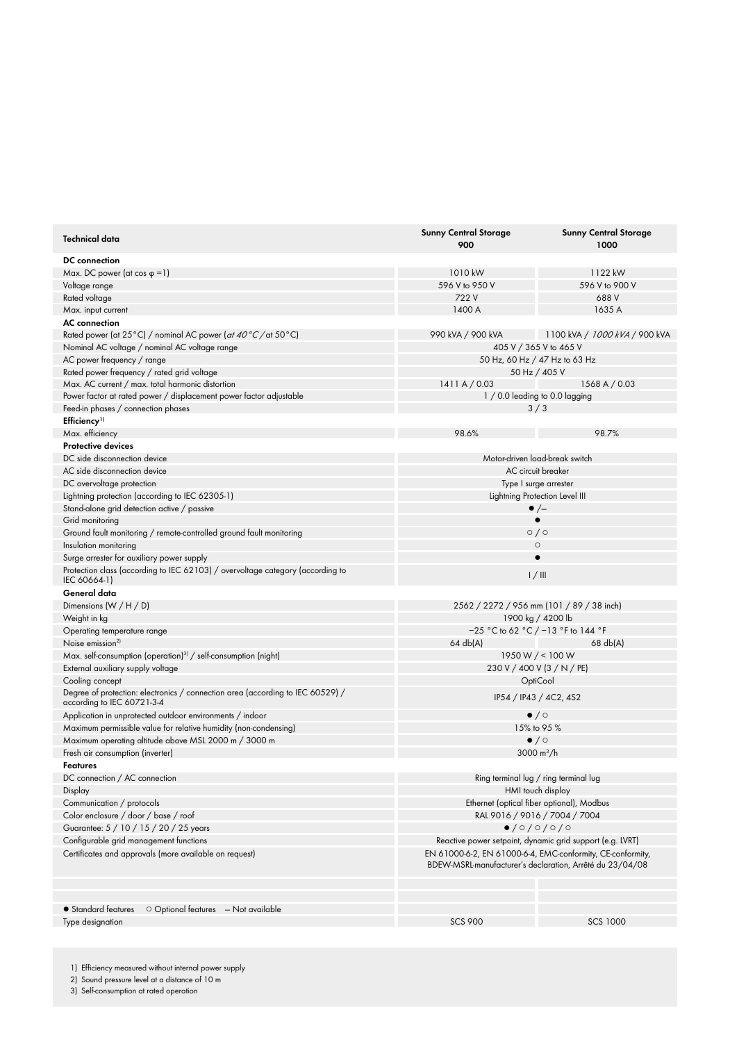| Technical data | Sunny Central Storage 900 | Sunny Central Storage 1000 |
|---|---|---|
| **DC connection** | | |
| Max. DC power (at cos φ =1) | 1010 kW | 1122 kW |
| Voltage range | 596 V to 950 V | 596 V to 900 V |
| Rated voltage | 722 V | 688 V |
| Max. input current | 1400 A | 1635 A |
| **AC connection** | | |
| Rated power (at 25°C) / nominal AC power (*at 40°C* / at 50°C) | 990 kVA / 900 kVA | 1100 kVA / *1000 kVA* / 900 kVA |
| Nominal AC voltage / nominal AC voltage range | 405 V / 365 V to 465 V | |
| AC power frequency / range | 50 Hz, 60 Hz / 47 Hz to 63 Hz | |
| Rated power frequency / rated grid voltage | 50 Hz / 405 V | |
| Max. AC current / max. total harmonic distortion | 1411 A / 0.03 | 1568 A / 0.03 |
| Power factor at rated power / displacement power factor adjustable | 1 / 0.0 leading to 0.0 lagging | |
| Feed-in phases / connection phases | 3 / 3 | |
| **Efficiency[1]** | | |
| Max. efficiency | 98.6% | 98.7% |
| **Protective devices** | | |
| DC side disconnection device | Motor-driven load-break switch | |
| AC side disconnection device | AC circuit breaker | |
| DC overvoltage protection | Type I surge arrester | |
| Lightning protection (according to IEC 62305-1) | Lightning Protection Level III | |
| Stand-alone grid detection active / passive | ● /– | |
| Grid monitoring | ● | |
| Ground fault monitoring / remote-controlled ground fault monitoring | ○ / ○ | |
| Insulation monitoring | ○ | |
| Surge arrester for auxiliary power supply | ● | |
| Protection class (according to IEC 62103) / overvoltage category (according to IEC 60664-1) | I / III | |
| **General data** | | |
| Dimensions (W / H / D) | 2562 / 2272 / 956 mm (101 / 89 / 38 inch) | |
| Weight in kg | 1900 kg / 4200 lb | |
| Operating temperature range | −25 °C to 62 °C / −13 °F to 144 °F | |
| Noise emission[2] | 64 db(A) | 68 db(A) |
| Max. self-consumption (operation)[3] / self-consumption (night) | 1950 W / < 100 W | |
| External auxiliary supply voltage | 230 V / 400 V (3 / N / PE) | |
| Cooling concept | OptiCool | |
| Degree of protection: electronics / connection area (according to IEC 60529) / according to IEC 60721-3-4 | IP54 / IP43 / 4C2, 4S2 | |
| Application in unprotected outdoor environments / indoor | ● / ○ | |
| Maximum permissible value for relative humidity (non-condensing) | 15% to 95 % | |
| Maximum operating altitude above MSL 2000 m / 3000 m | ● / ○ | |
| Fresh air consumption (inverter) | 3000 m³/h | |
| **Features** | | |
| DC connection / AC connection | Ring terminal lug / ring terminal lug | |
| Display | HMI touch display | |
| Communication / protocols | Ethernet (optical fiber optional), Modbus | |
| Color enclosure / door / base / roof | RAL 9016 / 9016 / 7004 / 7004 | |
| Guarantee: 5 / 10 / 15 / 20 / 25 years | ● / ○ / ○ / ○ / ○ | |
| Configurable grid management functions | Reactive power setpoint, dynamic grid support (e.g. LVRT) | |
| Certificates and approvals (more available on request) | EN 61000-6-2, EN 61000-6-4, EMC-conformity, CE-conformity, BDEW-MSRL-manufacturer's declaration, Arrêté du 23/04/08 | |
| ● Standard features ○ Optional features – Not available | | |
| Type designation | SCS 900 | SCS 1000 |

1) Efficiency measured without internal power supply

2) Sound pressure level at a distance of 10 m

3) Self-consumption at rated operation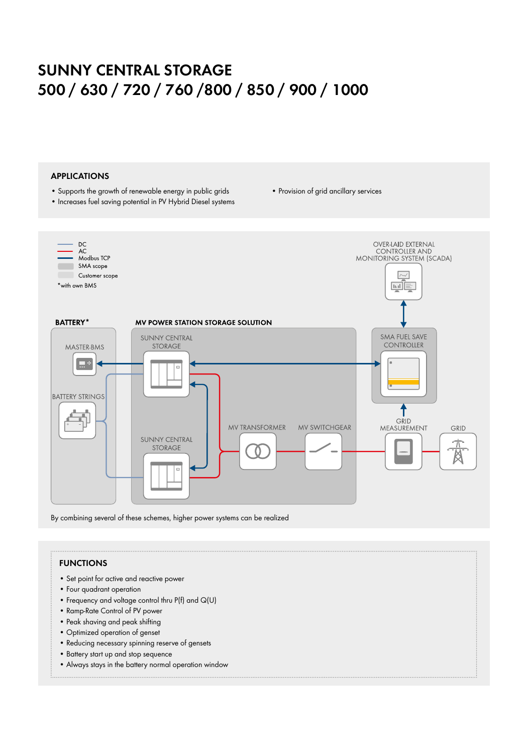# SUNNY CENTRAL STORAGE
# 500 / 630 / 720 / 760 /800 / 850 / 900 / 1000

## APPLICATIONS

- Supports the growth of renewable energy in public grids
- Increases fuel saving potential in PV Hybrid Diesel systems
- Provision of grid ancillary services

DC
AC
Modbus TCP
SMA scope
Customer scope
*with own BMS

OVER-LAID EXTERNAL CONTROLLER AND MONITORING SYSTEM (SCADA)

BATTERY*

MV POWER STATION STORAGE SOLUTION

MASTER-BMS

BATTERY STRINGS

SUNNY CENTRAL STORAGE

SUNNY CENTRAL STORAGE

MV TRANSFORMER

MV SWITCHGEAR

SMA FUEL SAVE CONTROLLER

GRID MEASUREMENT

GRID

By combining several of these schemes, higher power systems can be realized

## FUNCTIONS

- Set point for active and reactive power
- Four quadrant operation
- Frequency and voltage control thru P(f) and Q(U)
- Ramp-Rate Control of PV power
- Peak shaving and peak shifting
- Optimized operation of genset
- Reducing necessary spinning reserve of gensets
- Battery start up and stop sequence
- Always stays in the battery normal operation window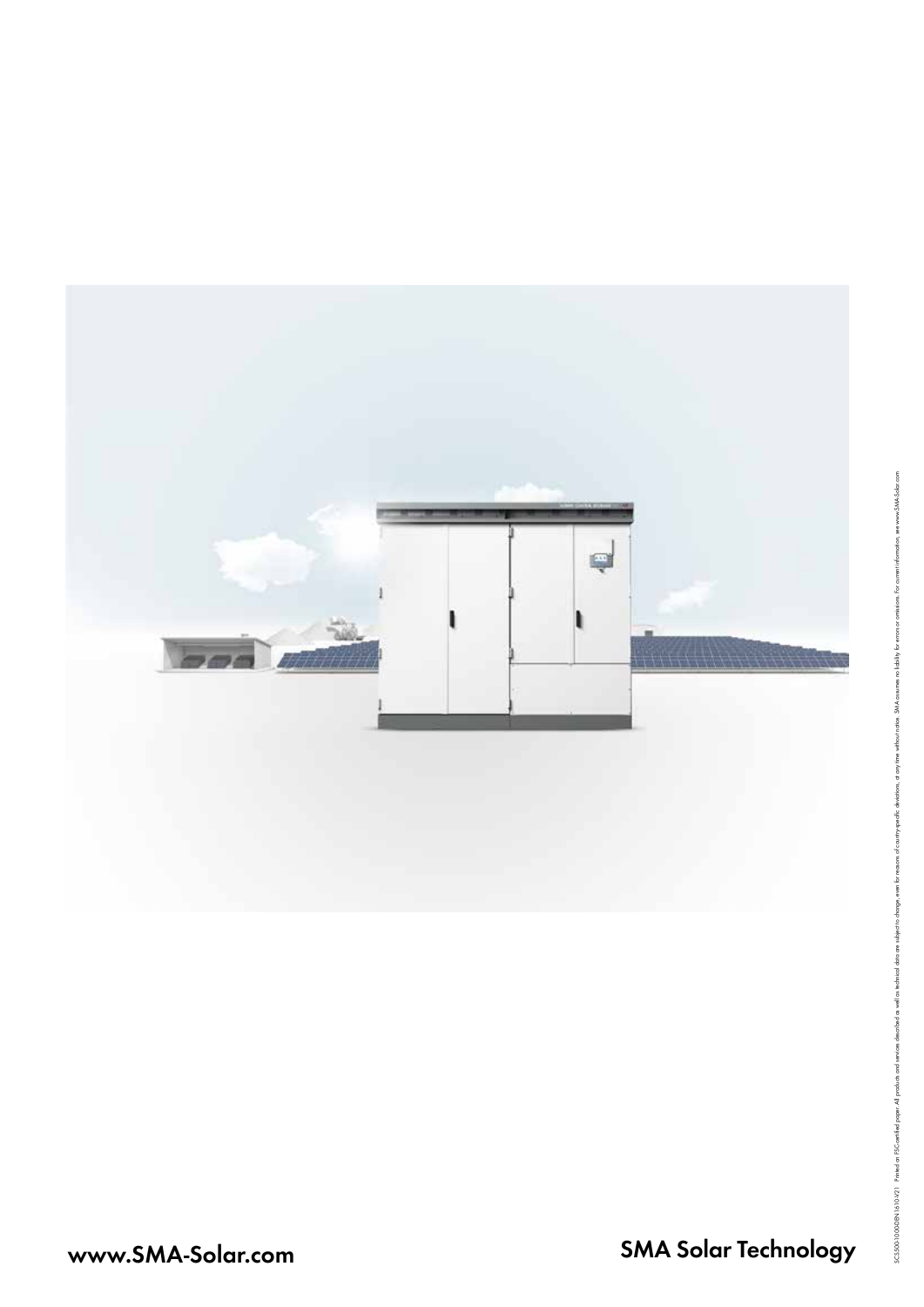www.SMA-Solar.com

SMA Solar Technology

SCS500-1000-DEN161021 Printed on FSC-certified paper. All products and services described as well as technical data are subject to change, even for reasons of country-specific deviations, at any time without notice. SMA assumes no liability for errors or omissions. For current information, see www.SMA-Solar.com